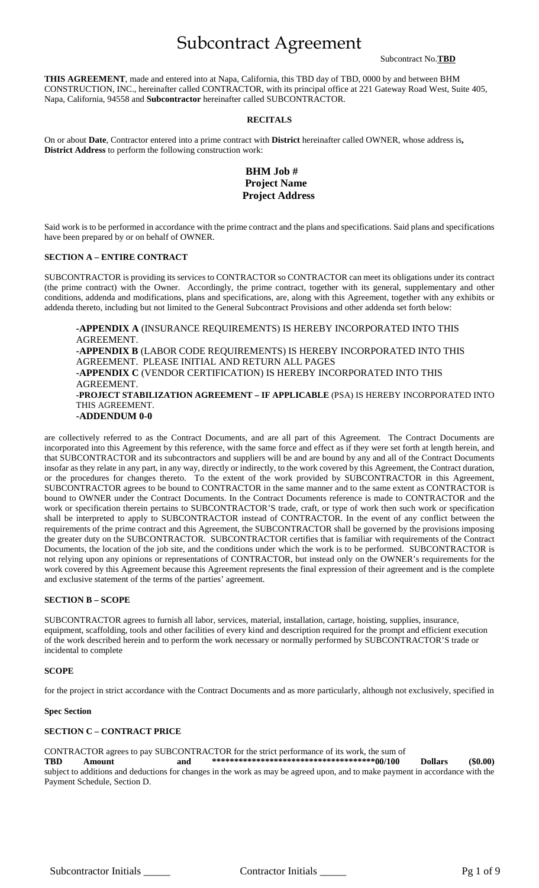# Subcontract Agreement

Subcontract No.**TBD**

**THIS AGREEMENT**, made and entered into at Napa, California, this TBD day of TBD, 0000 by and between BHM CONSTRUCTION, INC., hereinafter called CONTRACTOR, with its principal office at 221 Gateway Road West, Suite 405, Napa, California, 94558 and **Subcontractor** hereinafter called SUBCONTRACTOR.

**RECITALS**

On or about **Date**, Contractor entered into a prime contract with **District** hereinafter called OWNER, whose address is**, District Address** to perform the following construction work:

**BHM Job #**
**Project Name**
**Project Address**

Said work is to be performed in accordance with the prime contract and the plans and specifications. Said plans and specifications have been prepared by or on behalf of OWNER.

**SECTION A – ENTIRE CONTRACT**

SUBCONTRACTOR is providing its services to CONTRACTOR so CONTRACTOR can meet its obligations under its contract (the prime contract) with the Owner. Accordingly, the prime contract, together with its general, supplementary and other conditions, addenda and modifications, plans and specifications, are, along with this Agreement, together with any exhibits or addenda thereto, including but not limited to the General Subcontract Provisions and other addenda set forth below:

**-APPENDIX A** (INSURANCE REQUIREMENTS) IS HEREBY INCORPORATED INTO THIS AGREEMENT.
**-APPENDIX B** (LABOR CODE REQUIREMENTS) IS HEREBY INCORPORATED INTO THIS AGREEMENT. PLEASE INITIAL AND RETURN ALL PAGES
**-APPENDIX C** (VENDOR CERTIFICATION) IS HEREBY INCORPORATED INTO THIS AGREEMENT.
**-PROJECT STABILIZATION AGREEMENT – IF APPLICABLE** (PSA) IS HEREBY INCORPORATED INTO THIS AGREEMENT.
**-ADDENDUM 0-0**

are collectively referred to as the Contract Documents, and are all part of this Agreement. The Contract Documents are incorporated into this Agreement by this reference, with the same force and effect as if they were set forth at length herein, and that SUBCONTRACTOR and its subcontractors and suppliers will be and are bound by any and all of the Contract Documents insofar as they relate in any part, in any way, directly or indirectly, to the work covered by this Agreement, the Contract duration, or the procedures for changes thereto. To the extent of the work provided by SUBCONTRACTOR in this Agreement, SUBCONTRACTOR agrees to be bound to CONTRACTOR in the same manner and to the same extent as CONTRACTOR is bound to OWNER under the Contract Documents. In the Contract Documents reference is made to CONTRACTOR and the work or specification therein pertains to SUBCONTRACTOR'S trade, craft, or type of work then such work or specification shall be interpreted to apply to SUBCONTRACTOR instead of CONTRACTOR. In the event of any conflict between the requirements of the prime contract and this Agreement, the SUBCONTRACTOR shall be governed by the provisions imposing the greater duty on the SUBCONTRACTOR. SUBCONTRACTOR certifies that is familiar with requirements of the Contract Documents, the location of the job site, and the conditions under which the work is to be performed. SUBCONTRACTOR is not relying upon any opinions or representations of CONTRACTOR, but instead only on the OWNER's requirements for the work covered by this Agreement because this Agreement represents the final expression of their agreement and is the complete and exclusive statement of the terms of the parties' agreement.

**SECTION B – SCOPE**

SUBCONTRACTOR agrees to furnish all labor, services, material, installation, cartage, hoisting, supplies, insurance, equipment, scaffolding, tools and other facilities of every kind and description required for the prompt and efficient execution of the work described herein and to perform the work necessary or normally performed by SUBCONTRACTOR'S trade or incidental to complete

**SCOPE**

for the project in strict accordance with the Contract Documents and as more particularly, although not exclusively, specified in

**Spec Section**

**SECTION C – CONTRACT PRICE**

CONTRACTOR agrees to pay SUBCONTRACTOR for the strict performance of its work, the sum of
**TBD Amount and \*\*\*\*\*\*\*\*\*\*\*\*\*\*\*\*\*\*\*\*\*\*\*\*\*\*\*\*\*\*\*\*\*\*\*\*\*\*00/100 Dollars ($0.00)**
subject to additions and deductions for changes in the work as may be agreed upon, and to make payment in accordance with the Payment Schedule, Section D.

Subcontractor Initials _____ Contractor Initials _____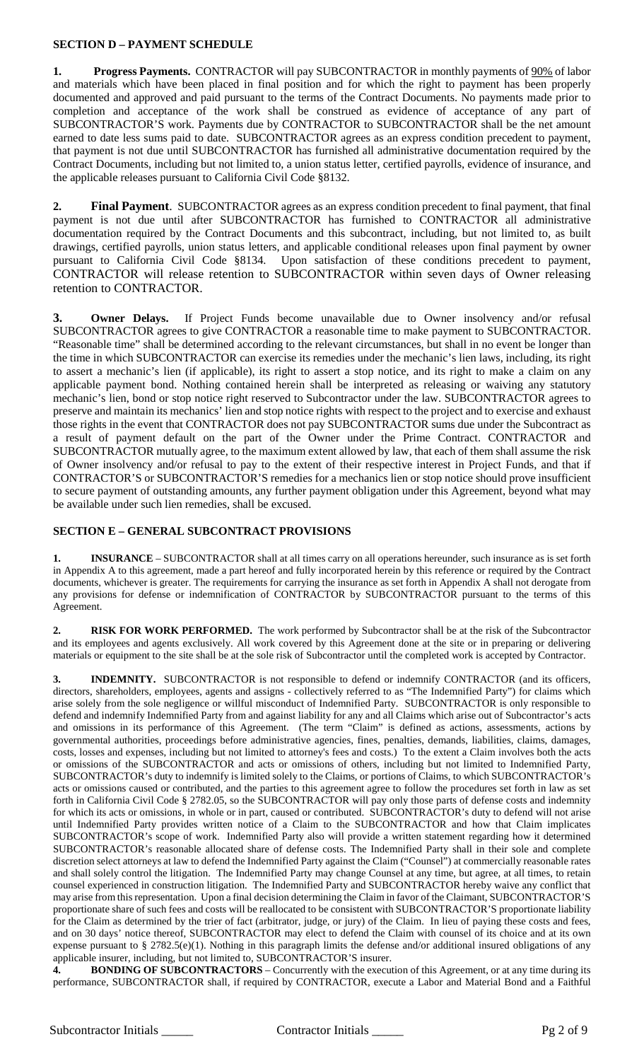## SECTION D – PAYMENT SCHEDULE

**1. Progress Payments.** CONTRACTOR will pay SUBCONTRACTOR in monthly payments of 90% of labor and materials which have been placed in final position and for which the right to payment has been properly documented and approved and paid pursuant to the terms of the Contract Documents. No payments made prior to completion and acceptance of the work shall be construed as evidence of acceptance of any part of SUBCONTRACTOR'S work. Payments due by CONTRACTOR to SUBCONTRACTOR shall be the net amount earned to date less sums paid to date. SUBCONTRACTOR agrees as an express condition precedent to payment, that payment is not due until SUBCONTRACTOR has furnished all administrative documentation required by the Contract Documents, including but not limited to, a union status letter, certified payrolls, evidence of insurance, and the applicable releases pursuant to California Civil Code §8132.

**2. Final Payment**. SUBCONTRACTOR agrees as an express condition precedent to final payment, that final payment is not due until after SUBCONTRACTOR has furnished to CONTRACTOR all administrative documentation required by the Contract Documents and this subcontract, including, but not limited to, as built drawings, certified payrolls, union status letters, and applicable conditional releases upon final payment by owner pursuant to California Civil Code §8134. Upon satisfaction of these conditions precedent to payment, CONTRACTOR will release retention to SUBCONTRACTOR within seven days of Owner releasing retention to CONTRACTOR.

**3. Owner Delays.** If Project Funds become unavailable due to Owner insolvency and/or refusal SUBCONTRACTOR agrees to give CONTRACTOR a reasonable time to make payment to SUBCONTRACTOR. "Reasonable time" shall be determined according to the relevant circumstances, but shall in no event be longer than the time in which SUBCONTRACTOR can exercise its remedies under the mechanic's lien laws, including, its right to assert a mechanic's lien (if applicable), its right to assert a stop notice, and its right to make a claim on any applicable payment bond. Nothing contained herein shall be interpreted as releasing or waiving any statutory mechanic's lien, bond or stop notice right reserved to Subcontractor under the law. SUBCONTRACTOR agrees to preserve and maintain its mechanics' lien and stop notice rights with respect to the project and to exercise and exhaust those rights in the event that CONTRACTOR does not pay SUBCONTRACTOR sums due under the Subcontract as a result of payment default on the part of the Owner under the Prime Contract. CONTRACTOR and SUBCONTRACTOR mutually agree, to the maximum extent allowed by law, that each of them shall assume the risk of Owner insolvency and/or refusal to pay to the extent of their respective interest in Project Funds, and that if CONTRACTOR'S or SUBCONTRACTOR'S remedies for a mechanics lien or stop notice should prove insufficient to secure payment of outstanding amounts, any further payment obligation under this Agreement, beyond what may be available under such lien remedies, shall be excused.

## SECTION E – GENERAL SUBCONTRACT PROVISIONS

**1. INSURANCE** – SUBCONTRACTOR shall at all times carry on all operations hereunder, such insurance as is set forth in Appendix A to this agreement, made a part hereof and fully incorporated herein by this reference or required by the Contract documents, whichever is greater. The requirements for carrying the insurance as set forth in Appendix A shall not derogate from any provisions for defense or indemnification of CONTRACTOR by SUBCONTRACTOR pursuant to the terms of this Agreement.

**2. RISK FOR WORK PERFORMED.** The work performed by Subcontractor shall be at the risk of the Subcontractor and its employees and agents exclusively. All work covered by this Agreement done at the site or in preparing or delivering materials or equipment to the site shall be at the sole risk of Subcontractor until the completed work is accepted by Contractor.

**3. INDEMNITY.** SUBCONTRACTOR is not responsible to defend or indemnify CONTRACTOR (and its officers, directors, shareholders, employees, agents and assigns - collectively referred to as "The Indemnified Party") for claims which arise solely from the sole negligence or willful misconduct of Indemnified Party. SUBCONTRACTOR is only responsible to defend and indemnify Indemnified Party from and against liability for any and all Claims which arise out of Subcontractor's acts and omissions in its performance of this Agreement. (The term "Claim" is defined as actions, assessments, actions by governmental authorities, proceedings before administrative agencies, fines, penalties, demands, liabilities, claims, damages, costs, losses and expenses, including but not limited to attorney's fees and costs.) To the extent a Claim involves both the acts or omissions of the SUBCONTRACTOR and acts or omissions of others, including but not limited to Indemnified Party, SUBCONTRACTOR's duty to indemnify is limited solely to the Claims, or portions of Claims, to which SUBCONTRACTOR's acts or omissions caused or contributed, and the parties to this agreement agree to follow the procedures set forth in law as set forth in California Civil Code § 2782.05, so the SUBCONTRACTOR will pay only those parts of defense costs and indemnity for which its acts or omissions, in whole or in part, caused or contributed. SUBCONTRACTOR's duty to defend will not arise until Indemnified Party provides written notice of a Claim to the SUBCONTRACTOR and how that Claim implicates SUBCONTRACTOR's scope of work. Indemnified Party also will provide a written statement regarding how it determined SUBCONTRACTOR's reasonable allocated share of defense costs. The Indemnified Party shall in their sole and complete discretion select attorneys at law to defend the Indemnified Party against the Claim ("Counsel") at commercially reasonable rates and shall solely control the litigation. The Indemnified Party may change Counsel at any time, but agree, at all times, to retain counsel experienced in construction litigation. The Indemnified Party and SUBCONTRACTOR hereby waive any conflict that may arise from this representation. Upon a final decision determining the Claim in favor of the Claimant, SUBCONTRACTOR'S proportionate share of such fees and costs will be reallocated to be consistent with SUBCONTRACTOR'S proportionate liability for the Claim as determined by the trier of fact (arbitrator, judge, or jury) of the Claim. In lieu of paying these costs and fees, and on 30 days' notice thereof, SUBCONTRACTOR may elect to defend the Claim with counsel of its choice and at its own expense pursuant to § 2782.5(e)(1). Nothing in this paragraph limits the defense and/or additional insured obligations of any applicable insurer, including, but not limited to, SUBCONTRACTOR'S insurer.

**4. BONDING OF SUBCONTRACTORS** – Concurrently with the execution of this Agreement, or at any time during its performance, SUBCONTRACTOR shall, if required by CONTRACTOR, execute a Labor and Material Bond and a Faithful

Subcontractor Initials _____ Contractor Initials _____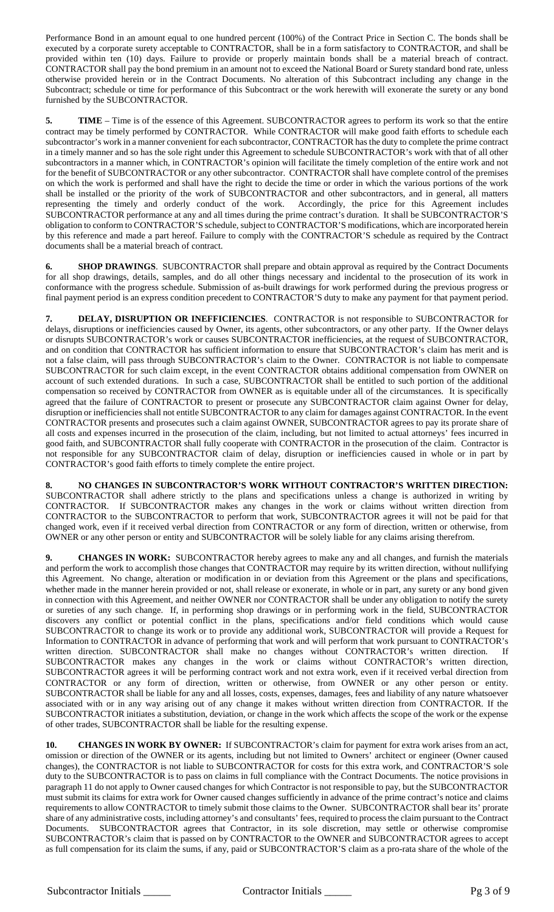Performance Bond in an amount equal to one hundred percent (100%) of the Contract Price in Section C. The bonds shall be executed by a corporate surety acceptable to CONTRACTOR, shall be in a form satisfactory to CONTRACTOR, and shall be provided within ten (10) days. Failure to provide or properly maintain bonds shall be a material breach of contract. CONTRACTOR shall pay the bond premium in an amount not to exceed the National Board or Surety standard bond rate, unless otherwise provided herein or in the Contract Documents. No alteration of this Subcontract including any change in the Subcontract; schedule or time for performance of this Subcontract or the work herewith will exonerate the surety or any bond furnished by the SUBCONTRACTOR.

**5. TIME** – Time is of the essence of this Agreement. SUBCONTRACTOR agrees to perform its work so that the entire contract may be timely performed by CONTRACTOR. While CONTRACTOR will make good faith efforts to schedule each subcontractor's work in a manner convenient for each subcontractor, CONTRACTOR has the duty to complete the prime contract in a timely manner and so has the sole right under this Agreement to schedule SUBCONTRACTOR's work with that of all other subcontractors in a manner which, in CONTRACTOR's opinion will facilitate the timely completion of the entire work and not for the benefit of SUBCONTRACTOR or any other subcontractor. CONTRACTOR shall have complete control of the premises on which the work is performed and shall have the right to decide the time or order in which the various portions of the work shall be installed or the priority of the work of SUBCONTRACTOR and other subcontractors, and in general, all matters representing the timely and orderly conduct of the work. Accordingly, the price for this Agreement includes SUBCONTRACTOR performance at any and all times during the prime contract's duration. It shall be SUBCONTRACTOR'S obligation to conform to CONTRACTOR'S schedule, subject to CONTRACTOR'S modifications, which are incorporated herein by this reference and made a part hereof. Failure to comply with the CONTRACTOR'S schedule as required by the Contract documents shall be a material breach of contract.

**6. SHOP DRAWINGS**. SUBCONTRACTOR shall prepare and obtain approval as required by the Contract Documents for all shop drawings, details, samples, and do all other things necessary and incidental to the prosecution of its work in conformance with the progress schedule. Submission of as-built drawings for work performed during the previous progress or final payment period is an express condition precedent to CONTRACTOR'S duty to make any payment for that payment period.

**7. DELAY, DISRUPTION OR INEFFICIENCIES**. CONTRACTOR is not responsible to SUBCONTRACTOR for delays, disruptions or inefficiencies caused by Owner, its agents, other subcontractors, or any other party. If the Owner delays or disrupts SUBCONTRACTOR's work or causes SUBCONTRACTOR inefficiencies, at the request of SUBCONTRACTOR, and on condition that CONTRACTOR has sufficient information to ensure that SUBCONTRACTOR's claim has merit and is not a false claim, will pass through SUBCONTRACTOR's claim to the Owner. CONTRACTOR is not liable to compensate SUBCONTRACTOR for such claim except, in the event CONTRACTOR obtains additional compensation from OWNER on account of such extended durations. In such a case, SUBCONTRACTOR shall be entitled to such portion of the additional compensation so received by CONTRACTOR from OWNER as is equitable under all of the circumstances. It is specifically agreed that the failure of CONTRACTOR to present or prosecute any SUBCONTRACTOR claim against Owner for delay, disruption or inefficiencies shall not entitle SUBCONTRACTOR to any claim for damages against CONTRACTOR. In the event CONTRACTOR presents and prosecutes such a claim against OWNER, SUBCONTRACTOR agrees to pay its prorate share of all costs and expenses incurred in the prosecution of the claim, including, but not limited to actual attorneys' fees incurred in good faith, and SUBCONTRACTOR shall fully cooperate with CONTRACTOR in the prosecution of the claim. Contractor is not responsible for any SUBCONTRACTOR claim of delay, disruption or inefficiencies caused in whole or in part by CONTRACTOR's good faith efforts to timely complete the entire project.

**8. NO CHANGES IN SUBCONTRACTOR'S WORK WITHOUT CONTRACTOR'S WRITTEN DIRECTION:** SUBCONTRACTOR shall adhere strictly to the plans and specifications unless a change is authorized in writing by CONTRACTOR. If SUBCONTRACTOR makes any changes in the work or claims without written direction from CONTRACTOR to the SUBCONTRACTOR to perform that work, SUBCONTRACTOR agrees it will not be paid for that changed work, even if it received verbal direction from CONTRACTOR or any form of direction, written or otherwise, from OWNER or any other person or entity and SUBCONTRACTOR will be solely liable for any claims arising therefrom.

**9. CHANGES IN WORK:** SUBCONTRACTOR hereby agrees to make any and all changes, and furnish the materials and perform the work to accomplish those changes that CONTRACTOR may require by its written direction, without nullifying this Agreement. No change, alteration or modification in or deviation from this Agreement or the plans and specifications, whether made in the manner herein provided or not, shall release or exonerate, in whole or in part, any surety or any bond given in connection with this Agreement, and neither OWNER nor CONTRACTOR shall be under any obligation to notify the surety or sureties of any such change. If, in performing shop drawings or in performing work in the field, SUBCONTRACTOR discovers any conflict or potential conflict in the plans, specifications and/or field conditions which would cause SUBCONTRACTOR to change its work or to provide any additional work, SUBCONTRACTOR will provide a Request for Information to CONTRACTOR in advance of performing that work and will perform that work pursuant to CONTRACTOR's written direction. SUBCONTRACTOR shall make no changes without CONTRACTOR's written direction. If SUBCONTRACTOR makes any changes in the work or claims without CONTRACTOR's written direction, SUBCONTRACTOR agrees it will be performing contract work and not extra work, even if it received verbal direction from CONTRACTOR or any form of direction, written or otherwise, from OWNER or any other person or entity. SUBCONTRACTOR shall be liable for any and all losses, costs, expenses, damages, fees and liability of any nature whatsoever associated with or in any way arising out of any change it makes without written direction from CONTRACTOR. If the SUBCONTRACTOR initiates a substitution, deviation, or change in the work which affects the scope of the work or the expense of other trades, SUBCONTRACTOR shall be liable for the resulting expense.

**10. CHANGES IN WORK BY OWNER:** If SUBCONTRACTOR's claim for payment for extra work arises from an act, omission or direction of the OWNER or its agents, including but not limited to Owners' architect or engineer (Owner caused changes), the CONTRACTOR is not liable to SUBCONTRACTOR for costs for this extra work, and CONTRACTOR'S sole duty to the SUBCONTRACTOR is to pass on claims in full compliance with the Contract Documents. The notice provisions in paragraph 11 do not apply to Owner caused changes for which Contractor is not responsible to pay, but the SUBCONTRACTOR must submit its claims for extra work for Owner caused changes sufficiently in advance of the prime contract's notice and claims requirements to allow CONTRACTOR to timely submit those claims to the Owner. SUBCONTRACTOR shall bear its' prorate share of any administrative costs, including attorney's and consultants' fees, required to process the claim pursuant to the Contract Documents. SUBCONTRACTOR agrees that Contractor, in its sole discretion, may settle or otherwise compromise SUBCONTRACTOR's claim that is passed on by CONTRACTOR to the OWNER and SUBCONTRACTOR agrees to accept as full compensation for its claim the sums, if any, paid or SUBCONTRACTOR'S claim as a pro-rata share of the whole of the

Subcontractor Initials _____ Contractor Initials _____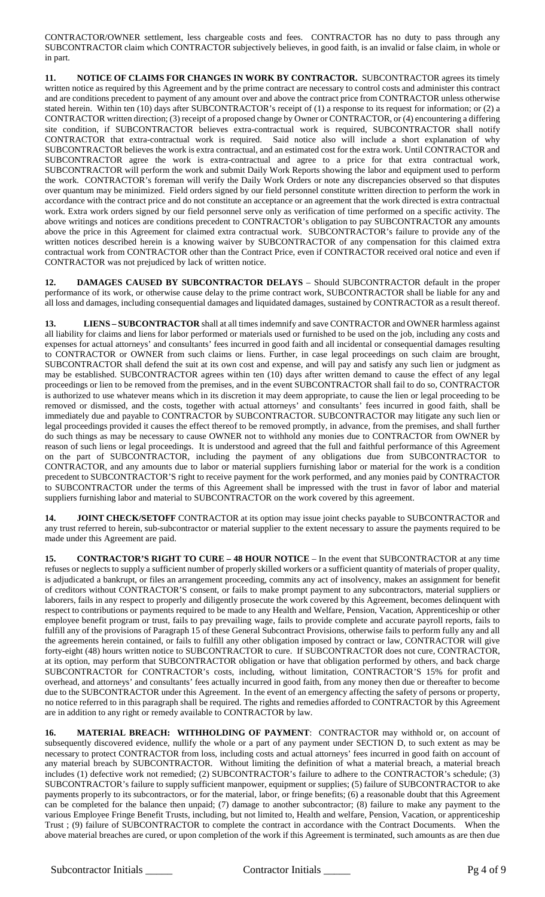CONTRACTOR/OWNER settlement, less chargeable costs and fees. CONTRACTOR has no duty to pass through any SUBCONTRACTOR claim which CONTRACTOR subjectively believes, in good faith, is an invalid or false claim, in whole or in part.

**11. NOTICE OF CLAIMS FOR CHANGES IN WORK BY CONTRACTOR.** SUBCONTRACTOR agrees its timely written notice as required by this Agreement and by the prime contract are necessary to control costs and administer this contract and are conditions precedent to payment of any amount over and above the contract price from CONTRACTOR unless otherwise stated herein. Within ten (10) days after SUBCONTRACTOR's receipt of (1) a response to its request for information; or (2) a CONTRACTOR written direction; (3) receipt of a proposed change by Owner or CONTRACTOR, or (4) encountering a differing site condition, if SUBCONTRACTOR believes extra-contractual work is required, SUBCONTRACTOR shall notify CONTRACTOR that extra-contractual work is required. Said notice also will include a short explanation of why SUBCONTRACTOR believes the work is extra contractual, and an estimated cost for the extra work. Until CONTRACTOR and SUBCONTRACTOR agree the work is extra-contractual and agree to a price for that extra contractual work, SUBCONTRACTOR will perform the work and submit Daily Work Reports showing the labor and equipment used to perform the work. CONTRACTOR's foreman will verify the Daily Work Orders or note any discrepancies observed so that disputes over quantum may be minimized. Field orders signed by our field personnel constitute written direction to perform the work in accordance with the contract price and do not constitute an acceptance or an agreement that the work directed is extra contractual work. Extra work orders signed by our field personnel serve only as verification of time performed on a specific activity. The above writings and notices are conditions precedent to CONTRACTOR's obligation to pay SUBCONTRACTOR any amounts above the price in this Agreement for claimed extra contractual work. SUBCONTRACTOR's failure to provide any of the written notices described herein is a knowing waiver by SUBCONTRACTOR of any compensation for this claimed extra contractual work from CONTRACTOR other than the Contract Price, even if CONTRACTOR received oral notice and even if CONTRACTOR was not prejudiced by lack of written notice.

**12. DAMAGES CAUSED BY SUBCONTRACTOR DELAYS** – Should SUBCONTRACTOR default in the proper performance of its work, or otherwise cause delay to the prime contract work, SUBCONTRACTOR shall be liable for any and all loss and damages, including consequential damages and liquidated damages, sustained by CONTRACTOR as a result thereof.

**13. LIENS – SUBCONTRACTOR** shall at all times indemnify and save CONTRACTOR and OWNER harmless against all liability for claims and liens for labor performed or materials used or furnished to be used on the job, including any costs and expenses for actual attorneys' and consultants' fees incurred in good faith and all incidental or consequential damages resulting to CONTRACTOR or OWNER from such claims or liens. Further, in case legal proceedings on such claim are brought, SUBCONTRACTOR shall defend the suit at its own cost and expense, and will pay and satisfy any such lien or judgment as may be established. SUBCONTRACTOR agrees within ten (10) days after written demand to cause the effect of any legal proceedings or lien to be removed from the premises, and in the event SUBCONTRACTOR shall fail to do so, CONTRACTOR is authorized to use whatever means which in its discretion it may deem appropriate, to cause the lien or legal proceeding to be removed or dismissed, and the costs, together with actual attorneys' and consultants' fees incurred in good faith, shall be immediately due and payable to CONTRACTOR by SUBCONTRACTOR. SUBCONTRACTOR may litigate any such lien or legal proceedings provided it causes the effect thereof to be removed promptly, in advance, from the premises, and shall further do such things as may be necessary to cause OWNER not to withhold any monies due to CONTRACTOR from OWNER by reason of such liens or legal proceedings. It is understood and agreed that the full and faithful performance of this Agreement on the part of SUBCONTRACTOR, including the payment of any obligations due from SUBCONTRACTOR to CONTRACTOR, and any amounts due to labor or material suppliers furnishing labor or material for the work is a condition precedent to SUBCONTRACTOR'S right to receive payment for the work performed, and any monies paid by CONTRACTOR to SUBCONTRACTOR under the terms of this Agreement shall be impressed with the trust in favor of labor and material suppliers furnishing labor and material to SUBCONTRACTOR on the work covered by this agreement.

**14. JOINT CHECK/SETOFF** CONTRACTOR at its option may issue joint checks payable to SUBCONTRACTOR and any trust referred to herein, sub-subcontractor or material supplier to the extent necessary to assure the payments required to be made under this Agreement are paid.

**15. CONTRACTOR'S RIGHT TO CURE – 48 HOUR NOTICE** – In the event that SUBCONTRACTOR at any time refuses or neglects to supply a sufficient number of properly skilled workers or a sufficient quantity of materials of proper quality, is adjudicated a bankrupt, or files an arrangement proceeding, commits any act of insolvency, makes an assignment for benefit of creditors without CONTRACTOR'S consent, or fails to make prompt payment to any subcontractors, material suppliers or laborers, fails in any respect to properly and diligently prosecute the work covered by this Agreement, becomes delinquent with respect to contributions or payments required to be made to any Health and Welfare, Pension, Vacation, Apprenticeship or other employee benefit program or trust, fails to pay prevailing wage, fails to provide complete and accurate payroll reports, fails to fulfill any of the provisions of Paragraph 15 of these General Subcontract Provisions, otherwise fails to perform fully any and all the agreements herein contained, or fails to fulfill any other obligation imposed by contract or law, CONTRACTOR will give forty-eight (48) hours written notice to SUBCONTRACTOR to cure. If SUBCONTRACTOR does not cure, CONTRACTOR, at its option, may perform that SUBCONTRACTOR obligation or have that obligation performed by others, and back charge SUBCONTRACTOR for CONTRACTOR's costs, including, without limitation, CONTRACTOR'S 15% for profit and overhead, and attorneys' and consultants' fees actually incurred in good faith, from any money then due or thereafter to become due to the SUBCONTRACTOR under this Agreement. In the event of an emergency affecting the safety of persons or property, no notice referred to in this paragraph shall be required. The rights and remedies afforded to CONTRACTOR by this Agreement are in addition to any right or remedy available to CONTRACTOR by law.

**16. MATERIAL BREACH: WITHHOLDING OF PAYMENT**: CONTRACTOR may withhold or, on account of subsequently discovered evidence, nullify the whole or a part of any payment under SECTION D, to such extent as may be necessary to protect CONTRACTOR from loss, including costs and actual attorneys' fees incurred in good faith on account of any material breach by SUBCONTRACTOR. Without limiting the definition of what a material breach, a material breach includes (1) defective work not remedied; (2) SUBCONTRACTOR's failure to adhere to the CONTRACTOR's schedule; (3) SUBCONTRACTOR's failure to supply sufficient manpower, equipment or supplies; (5) failure of SUBCONTRACTOR to ake payments properly to its subcontractors, or for the material, labor, or fringe benefits; (6) a reasonable doubt that this Agreement can be completed for the balance then unpaid; (7) damage to another subcontractor; (8) failure to make any payment to the various Employee Fringe Benefit Trusts, including, but not limited to, Health and welfare, Pension, Vacation, or apprenticeship Trust ; (9) failure of SUBCONTRACTOR to complete the contract in accordance with the Contract Documents. When the above material breaches are cured, or upon completion of the work if this Agreement is terminated, such amounts as are then due

Subcontractor Initials _____ Contractor Initials _____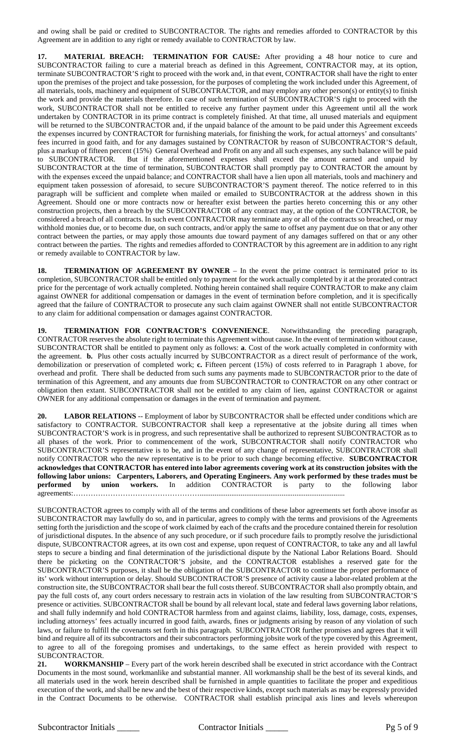and owing shall be paid or credited to SUBCONTRACTOR. The rights and remedies afforded to CONTRACTOR by this Agreement are in addition to any right or remedy available to CONTRACTOR by law.

**17. MATERIAL BREACH: TERMINATION FOR CAUSE:** After providing a 48 hour notice to cure and SUBCONTRACTOR failing to cure a material breach as defined in this Agreement, CONTRACTOR may, at its option, terminate SUBCONTRACTOR'S right to proceed with the work and, in that event, CONTRACTOR shall have the right to enter upon the premises of the project and take possession, for the purposes of completing the work included under this Agreement, of all materials, tools, machinery and equipment of SUBCONTRACTOR, and may employ any other person(s) or entity(s) to finish the work and provide the materials therefore. In case of such termination of SUBCONTRACTOR'S right to proceed with the work, SUBCONTRACTOR shall not be entitled to receive any further payment under this Agreement until all the work undertaken by CONTRACTOR in its prime contract is completely finished. At that time, all unused materials and equipment will be returned to the SUBCONTRACTOR and, if the unpaid balance of the amount to be paid under this Agreement exceeds the expenses incurred by CONTRACTOR for furnishing materials, for finishing the work, for actual attorneys' and consultants' fees incurred in good faith, and for any damages sustained by CONTRACTOR by reason of SUBCONTRACTOR'S default, plus a markup of fifteen percent (15%) General Overhead and Profit on any and all such expenses, any such balance will be paid to SUBCONTRACTOR. But if the aforementioned expenses shall exceed the amount earned and unpaid by SUBCONTRACTOR at the time of termination, SUBCONTRACTOR shall promptly pay to CONTRACTOR the amount by with the expenses exceed the unpaid balance; and CONTRACTOR shall have a lien upon all materials, tools and machinery and equipment taken possession of aforesaid, to secure SUBCONTRACTOR'S payment thereof. The notice referred to in this paragraph will be sufficient and complete when mailed or emailed to SUBCONTRACTOR at the address shown in this Agreement. Should one or more contracts now or hereafter exist between the parties hereto concerning this or any other construction projects, then a breach by the SUBCONTRACTOR of any contract may, at the option of the CONTRACTOR, be considered a breach of all contracts. In such event CONTRACTOR may terminate any or all of the contracts so breached, or may withhold monies due, or to become due, on such contracts, and/or apply the same to offset any payment due on that or any other contract between the parties, or may apply those amounts due toward payment of any damages suffered on that or any other contract between the parties. The rights and remedies afforded to CONTRACTOR by this agreement are in addition to any right or remedy available to CONTRACTOR by law.

**18. TERMINATION OF AGREEMENT BY OWNER** – In the event the prime contract is terminated prior to its completion, SUBCONTRACTOR shall be entitled only to payment for the work actually completed by it at the prorated contract price for the percentage of work actually completed. Nothing herein contained shall require CONTRACTOR to make any claim against OWNER for additional compensation or damages in the event of termination before completion, and it is specifically agreed that the failure of CONTRACTOR to prosecute any such claim against OWNER shall not entitle SUBCONTRACTOR to any claim for additional compensation or damages against CONTRACTOR.

**19. TERMINATION FOR CONTRACTOR'S CONVENIENCE**. Notwithstanding the preceding paragraph, CONTRACTOR reserves the absolute right to terminate this Agreement without cause. In the event of termination without cause, SUBCONTRACTOR shall be entitled to payment only as follows: **a**. Cost of the work actually completed in conformity with the agreement. **b.** Plus other costs actually incurred by SUBCONTRACTOR as a direct result of performance of the work, demobilization or preservation of completed work; **c.** Fifteen percent (15%) of costs referred to in Paragraph 1 above, for overhead and profit. There shall be deducted from such sums any payments made to SUBCONTRACTOR prior to the date of termination of this Agreement, and any amounts due from SUBCONTRACTOR to CONTRACTOR on any other contract or obligation then extant. SUBCONTRACTOR shall not be entitled to any claim of lien, against CONTRACTOR or against OWNER for any additional compensation or damages in the event of termination and payment.

**20. LABOR RELATIONS** -- Employment of labor by SUBCONTRACTOR shall be effected under conditions which are satisfactory to CONTRACTOR. SUBCONTRACTOR shall keep a representative at the jobsite during all times when SUBCONTRACTOR'S work is in progress, and such representative shall be authorized to represent SUBCONTRACTOR as to all phases of the work. Prior to commencement of the work, SUBCONTRACTOR shall notify CONTRACTOR who SUBCONTRACTOR'S representative is to be, and in the event of any change of representative, SUBCONTRACTOR shall notify CONTRACTOR who the new representative is to be prior to such change becoming effective. **SUBCONTRACTOR acknowledges that CONTRACTOR has entered into labor agreements covering work at its construction jobsites with the following labor unions: Carpenters, Laborers, and Operating Engineers. Any work performed by these trades must be performed by union workers.** In addition CONTRACTOR is party to the following labor agreements:……………………………………………...........................................................................

SUBCONTRACTOR agrees to comply with all of the terms and conditions of these labor agreements set forth above insofar as SUBCONTRACTOR may lawfully do so, and in particular, agrees to comply with the terms and provisions of the Agreements setting forth the jurisdiction and the scope of work claimed by each of the crafts and the procedure contained therein for resolution of jurisdictional disputes. In the absence of any such procedure, or if such procedure fails to promptly resolve the jurisdictional dispute, SUBCONTRACTOR agrees, at its own cost and expense, upon request of CONTRACTOR, to take any and all lawful steps to secure a binding and final determination of the jurisdictional dispute by the National Labor Relations Board. Should there be picketing on the CONTRACTOR'S jobsite, and the CONTRACTOR establishes a reserved gate for the SUBCONTRACTOR'S purposes, it shall be the obligation of the SUBCONTRACTOR to continue the proper performance of its' work without interruption or delay. Should SUBCONTRACTOR'S presence of activity cause a labor-related problem at the construction site, the SUBCONTRACTOR shall bear the full costs thereof. SUBCONTRACTOR shall also promptly obtain, and pay the full costs of, any court orders necessary to restrain acts in violation of the law resulting from SUBCONTRACTOR'S presence or activities. SUBCONTRACTOR shall be bound by all relevant local, state and federal laws governing labor relations, and shall fully indemnify and hold CONTRACTOR harmless from and against claims, liability, loss, damage, costs, expenses, including attorneys' fees actually incurred in good faith, awards, fines or judgments arising by reason of any violation of such laws, or failure to fulfill the covenants set forth in this paragraph. SUBCONTRACTOR further promises and agrees that it will bind and require all of its subcontractors and their subcontractors performing jobsite work of the type covered by this Agreement, to agree to all of the foregoing promises and undertakings, to the same effect as herein provided with respect to SUBCONTRACTOR.

**21. WORKMANSHIP** – Every part of the work herein described shall be executed in strict accordance with the Contract Documents in the most sound, workmanlike and substantial manner. All workmanship shall be the best of its several kinds, and all materials used in the work herein described shall be furnished in ample quantities to facilitate the proper and expeditious execution of the work, and shall be new and the best of their respective kinds, except such materials as may be expressly provided in the Contract Documents to be otherwise. CONTRACTOR shall establish principal axis lines and levels whereupon

Subcontractor Initials _____ Contractor Initials _____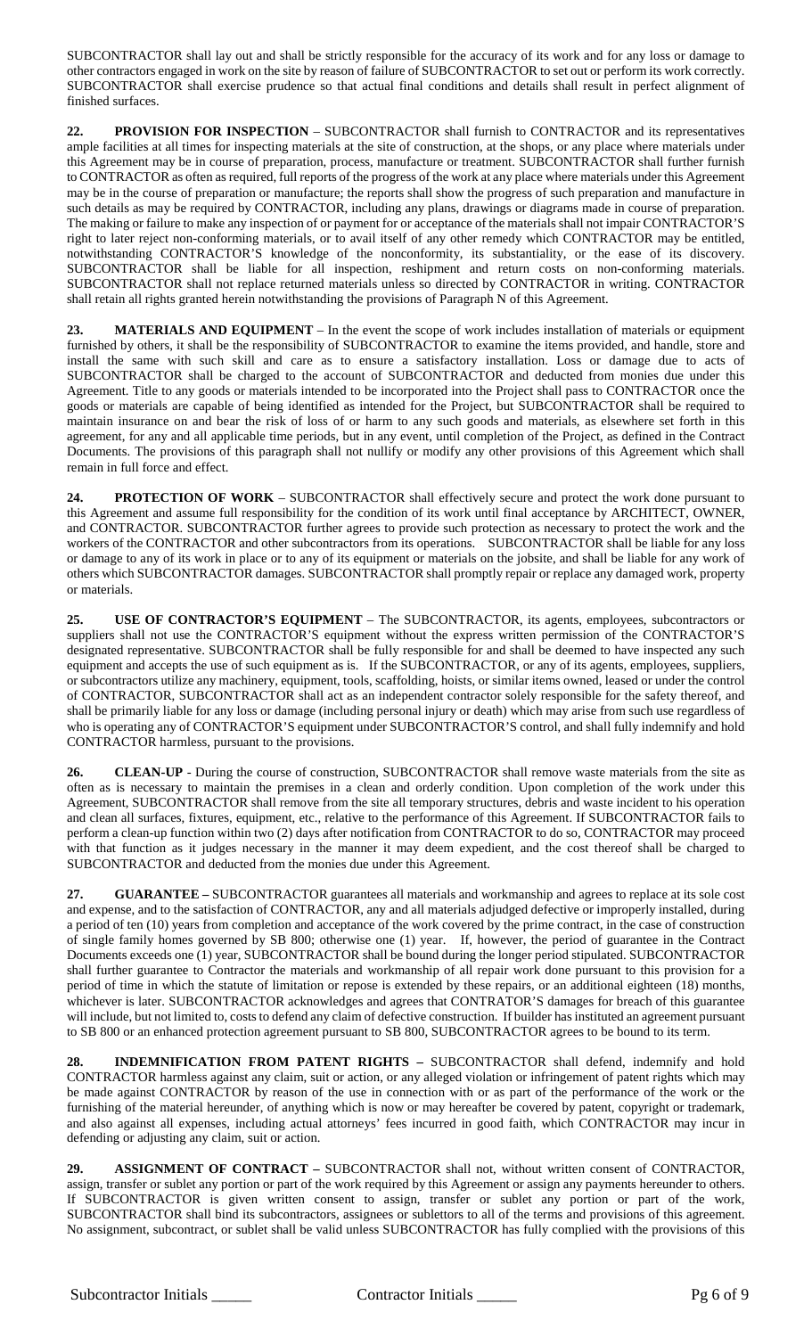SUBCONTRACTOR shall lay out and shall be strictly responsible for the accuracy of its work and for any loss or damage to other contractors engaged in work on the site by reason of failure of SUBCONTRACTOR to set out or perform its work correctly. SUBCONTRACTOR shall exercise prudence so that actual final conditions and details shall result in perfect alignment of finished surfaces.

**22. PROVISION FOR INSPECTION** – SUBCONTRACTOR shall furnish to CONTRACTOR and its representatives ample facilities at all times for inspecting materials at the site of construction, at the shops, or any place where materials under this Agreement may be in course of preparation, process, manufacture or treatment. SUBCONTRACTOR shall further furnish to CONTRACTOR as often as required, full reports of the progress of the work at any place where materials under this Agreement may be in the course of preparation or manufacture; the reports shall show the progress of such preparation and manufacture in such details as may be required by CONTRACTOR, including any plans, drawings or diagrams made in course of preparation. The making or failure to make any inspection of or payment for or acceptance of the materials shall not impair CONTRACTOR'S right to later reject non-conforming materials, or to avail itself of any other remedy which CONTRACTOR may be entitled, notwithstanding CONTRACTOR'S knowledge of the nonconformity, its substantiality, or the ease of its discovery. SUBCONTRACTOR shall be liable for all inspection, reshipment and return costs on non-conforming materials. SUBCONTRACTOR shall not replace returned materials unless so directed by CONTRACTOR in writing. CONTRACTOR shall retain all rights granted herein notwithstanding the provisions of Paragraph N of this Agreement.

**23. MATERIALS AND EQUIPMENT** – In the event the scope of work includes installation of materials or equipment furnished by others, it shall be the responsibility of SUBCONTRACTOR to examine the items provided, and handle, store and install the same with such skill and care as to ensure a satisfactory installation. Loss or damage due to acts of SUBCONTRACTOR shall be charged to the account of SUBCONTRACTOR and deducted from monies due under this Agreement. Title to any goods or materials intended to be incorporated into the Project shall pass to CONTRACTOR once the goods or materials are capable of being identified as intended for the Project, but SUBCONTRACTOR shall be required to maintain insurance on and bear the risk of loss of or harm to any such goods and materials, as elsewhere set forth in this agreement, for any and all applicable time periods, but in any event, until completion of the Project, as defined in the Contract Documents. The provisions of this paragraph shall not nullify or modify any other provisions of this Agreement which shall remain in full force and effect.

**24. PROTECTION OF WORK** – SUBCONTRACTOR shall effectively secure and protect the work done pursuant to this Agreement and assume full responsibility for the condition of its work until final acceptance by ARCHITECT, OWNER, and CONTRACTOR. SUBCONTRACTOR further agrees to provide such protection as necessary to protect the work and the workers of the CONTRACTOR and other subcontractors from its operations. SUBCONTRACTOR shall be liable for any loss or damage to any of its work in place or to any of its equipment or materials on the jobsite, and shall be liable for any work of others which SUBCONTRACTOR damages. SUBCONTRACTOR shall promptly repair or replace any damaged work, property or materials.

**25. USE OF CONTRACTOR'S EQUIPMENT** – The SUBCONTRACTOR, its agents, employees, subcontractors or suppliers shall not use the CONTRACTOR'S equipment without the express written permission of the CONTRACTOR'S designated representative. SUBCONTRACTOR shall be fully responsible for and shall be deemed to have inspected any such equipment and accepts the use of such equipment as is. If the SUBCONTRACTOR, or any of its agents, employees, suppliers, or subcontractors utilize any machinery, equipment, tools, scaffolding, hoists, or similar items owned, leased or under the control of CONTRACTOR, SUBCONTRACTOR shall act as an independent contractor solely responsible for the safety thereof, and shall be primarily liable for any loss or damage (including personal injury or death) which may arise from such use regardless of who is operating any of CONTRACTOR'S equipment under SUBCONTRACTOR'S control, and shall fully indemnify and hold CONTRACTOR harmless, pursuant to the provisions.

**26. CLEAN-UP** - During the course of construction, SUBCONTRACTOR shall remove waste materials from the site as often as is necessary to maintain the premises in a clean and orderly condition. Upon completion of the work under this Agreement, SUBCONTRACTOR shall remove from the site all temporary structures, debris and waste incident to his operation and clean all surfaces, fixtures, equipment, etc., relative to the performance of this Agreement. If SUBCONTRACTOR fails to perform a clean-up function within two (2) days after notification from CONTRACTOR to do so, CONTRACTOR may proceed with that function as it judges necessary in the manner it may deem expedient, and the cost thereof shall be charged to SUBCONTRACTOR and deducted from the monies due under this Agreement.

**27. GUARANTEE –** SUBCONTRACTOR guarantees all materials and workmanship and agrees to replace at its sole cost and expense, and to the satisfaction of CONTRACTOR, any and all materials adjudged defective or improperly installed, during a period of ten (10) years from completion and acceptance of the work covered by the prime contract, in the case of construction of single family homes governed by SB 800; otherwise one (1) year. If, however, the period of guarantee in the Contract Documents exceeds one (1) year, SUBCONTRACTOR shall be bound during the longer period stipulated. SUBCONTRACTOR shall further guarantee to Contractor the materials and workmanship of all repair work done pursuant to this provision for a period of time in which the statute of limitation or repose is extended by these repairs, or an additional eighteen (18) months, whichever is later. SUBCONTRACTOR acknowledges and agrees that CONTRATOR'S damages for breach of this guarantee will include, but not limited to, costs to defend any claim of defective construction. If builder has instituted an agreement pursuant to SB 800 or an enhanced protection agreement pursuant to SB 800, SUBCONTRACTOR agrees to be bound to its term.

**28. INDEMNIFICATION FROM PATENT RIGHTS –** SUBCONTRACTOR shall defend, indemnify and hold CONTRACTOR harmless against any claim, suit or action, or any alleged violation or infringement of patent rights which may be made against CONTRACTOR by reason of the use in connection with or as part of the performance of the work or the furnishing of the material hereunder, of anything which is now or may hereafter be covered by patent, copyright or trademark, and also against all expenses, including actual attorneys' fees incurred in good faith, which CONTRACTOR may incur in defending or adjusting any claim, suit or action.

**29. ASSIGNMENT OF CONTRACT –** SUBCONTRACTOR shall not, without written consent of CONTRACTOR, assign, transfer or sublet any portion or part of the work required by this Agreement or assign any payments hereunder to others. If SUBCONTRACTOR is given written consent to assign, transfer or sublet any portion or part of the work, SUBCONTRACTOR shall bind its subcontractors, assignees or sublettors to all of the terms and provisions of this agreement. No assignment, subcontract, or sublet shall be valid unless SUBCONTRACTOR has fully complied with the provisions of this

Subcontractor Initials _____ Contractor Initials _____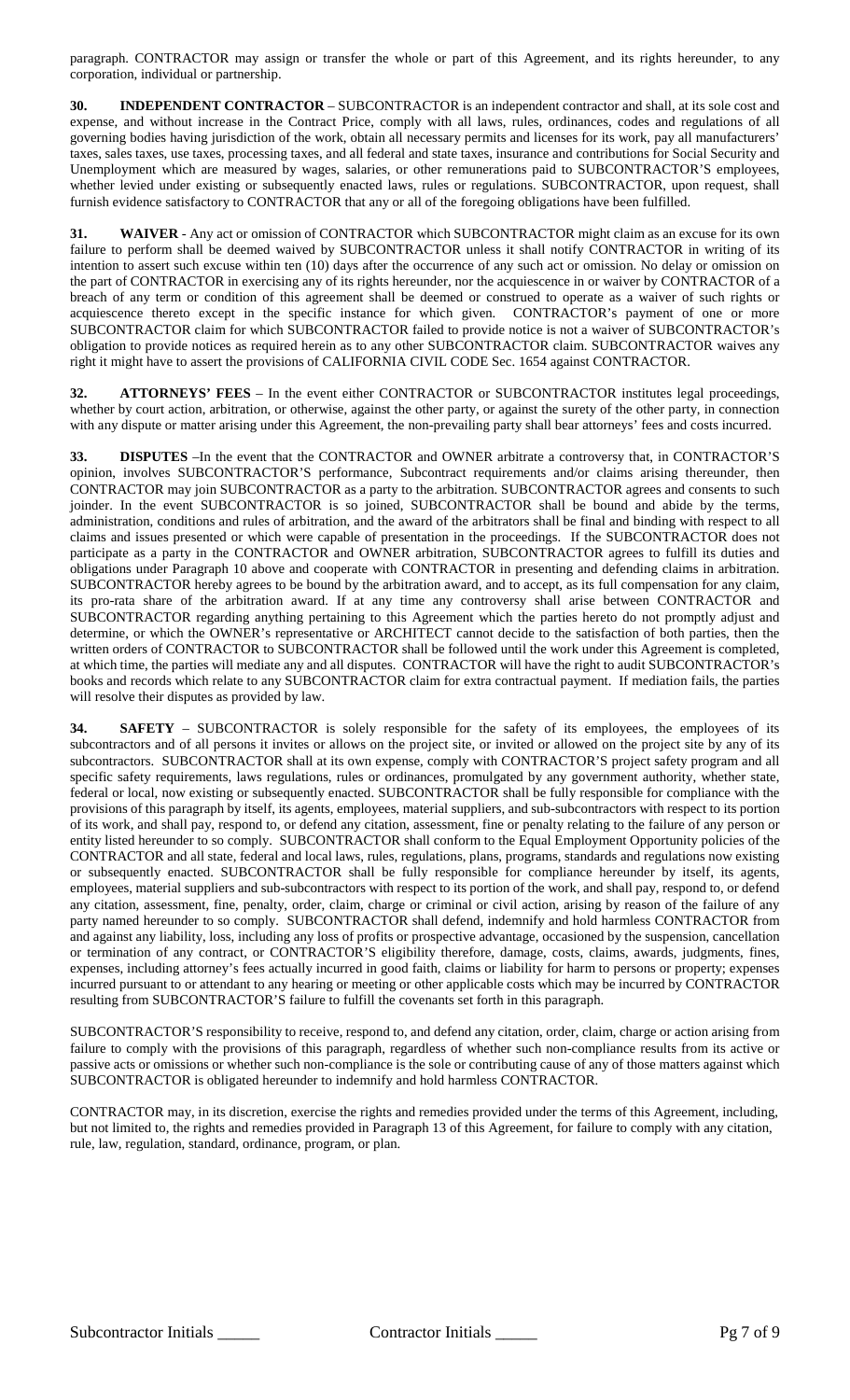paragraph. CONTRACTOR may assign or transfer the whole or part of this Agreement, and its rights hereunder, to any corporation, individual or partnership.

**30. INDEPENDENT CONTRACTOR** – SUBCONTRACTOR is an independent contractor and shall, at its sole cost and expense, and without increase in the Contract Price, comply with all laws, rules, ordinances, codes and regulations of all governing bodies having jurisdiction of the work, obtain all necessary permits and licenses for its work, pay all manufacturers' taxes, sales taxes, use taxes, processing taxes, and all federal and state taxes, insurance and contributions for Social Security and Unemployment which are measured by wages, salaries, or other remunerations paid to SUBCONTRACTOR'S employees, whether levied under existing or subsequently enacted laws, rules or regulations. SUBCONTRACTOR, upon request, shall furnish evidence satisfactory to CONTRACTOR that any or all of the foregoing obligations have been fulfilled.

**31. WAIVER** - Any act or omission of CONTRACTOR which SUBCONTRACTOR might claim as an excuse for its own failure to perform shall be deemed waived by SUBCONTRACTOR unless it shall notify CONTRACTOR in writing of its intention to assert such excuse within ten (10) days after the occurrence of any such act or omission. No delay or omission on the part of CONTRACTOR in exercising any of its rights hereunder, nor the acquiescence in or waiver by CONTRACTOR of a breach of any term or condition of this agreement shall be deemed or construed to operate as a waiver of such rights or acquiescence thereto except in the specific instance for which given. CONTRACTOR's payment of one or more SUBCONTRACTOR claim for which SUBCONTRACTOR failed to provide notice is not a waiver of SUBCONTRACTOR's obligation to provide notices as required herein as to any other SUBCONTRACTOR claim. SUBCONTRACTOR waives any right it might have to assert the provisions of CALIFORNIA CIVIL CODE Sec. 1654 against CONTRACTOR.

**32. ATTORNEYS' FEES** – In the event either CONTRACTOR or SUBCONTRACTOR institutes legal proceedings, whether by court action, arbitration, or otherwise, against the other party, or against the surety of the other party, in connection with any dispute or matter arising under this Agreement, the non-prevailing party shall bear attorneys' fees and costs incurred.

**33. DISPUTES** –In the event that the CONTRACTOR and OWNER arbitrate a controversy that, in CONTRACTOR'S opinion, involves SUBCONTRACTOR'S performance, Subcontract requirements and/or claims arising thereunder, then CONTRACTOR may join SUBCONTRACTOR as a party to the arbitration. SUBCONTRACTOR agrees and consents to such joinder. In the event SUBCONTRACTOR is so joined, SUBCONTRACTOR shall be bound and abide by the terms, administration, conditions and rules of arbitration, and the award of the arbitrators shall be final and binding with respect to all claims and issues presented or which were capable of presentation in the proceedings. If the SUBCONTRACTOR does not participate as a party in the CONTRACTOR and OWNER arbitration, SUBCONTRACTOR agrees to fulfill its duties and obligations under Paragraph 10 above and cooperate with CONTRACTOR in presenting and defending claims in arbitration. SUBCONTRACTOR hereby agrees to be bound by the arbitration award, and to accept, as its full compensation for any claim, its pro-rata share of the arbitration award. If at any time any controversy shall arise between CONTRACTOR and SUBCONTRACTOR regarding anything pertaining to this Agreement which the parties hereto do not promptly adjust and determine, or which the OWNER's representative or ARCHITECT cannot decide to the satisfaction of both parties, then the written orders of CONTRACTOR to SUBCONTRACTOR shall be followed until the work under this Agreement is completed, at which time, the parties will mediate any and all disputes. CONTRACTOR will have the right to audit SUBCONTRACTOR's books and records which relate to any SUBCONTRACTOR claim for extra contractual payment. If mediation fails, the parties will resolve their disputes as provided by law.

**34. SAFETY** – SUBCONTRACTOR is solely responsible for the safety of its employees, the employees of its subcontractors and of all persons it invites or allows on the project site, or invited or allowed on the project site by any of its subcontractors. SUBCONTRACTOR shall at its own expense, comply with CONTRACTOR'S project safety program and all specific safety requirements, laws regulations, rules or ordinances, promulgated by any government authority, whether state, federal or local, now existing or subsequently enacted. SUBCONTRACTOR shall be fully responsible for compliance with the provisions of this paragraph by itself, its agents, employees, material suppliers, and sub-subcontractors with respect to its portion of its work, and shall pay, respond to, or defend any citation, assessment, fine or penalty relating to the failure of any person or entity listed hereunder to so comply. SUBCONTRACTOR shall conform to the Equal Employment Opportunity policies of the CONTRACTOR and all state, federal and local laws, rules, regulations, plans, programs, standards and regulations now existing or subsequently enacted. SUBCONTRACTOR shall be fully responsible for compliance hereunder by itself, its agents, employees, material suppliers and sub-subcontractors with respect to its portion of the work, and shall pay, respond to, or defend any citation, assessment, fine, penalty, order, claim, charge or criminal or civil action, arising by reason of the failure of any party named hereunder to so comply. SUBCONTRACTOR shall defend, indemnify and hold harmless CONTRACTOR from and against any liability, loss, including any loss of profits or prospective advantage, occasioned by the suspension, cancellation or termination of any contract, or CONTRACTOR'S eligibility therefore, damage, costs, claims, awards, judgments, fines, expenses, including attorney's fees actually incurred in good faith, claims or liability for harm to persons or property; expenses incurred pursuant to or attendant to any hearing or meeting or other applicable costs which may be incurred by CONTRACTOR resulting from SUBCONTRACTOR'S failure to fulfill the covenants set forth in this paragraph.

SUBCONTRACTOR'S responsibility to receive, respond to, and defend any citation, order, claim, charge or action arising from failure to comply with the provisions of this paragraph, regardless of whether such non-compliance results from its active or passive acts or omissions or whether such non-compliance is the sole or contributing cause of any of those matters against which SUBCONTRACTOR is obligated hereunder to indemnify and hold harmless CONTRACTOR.

CONTRACTOR may, in its discretion, exercise the rights and remedies provided under the terms of this Agreement, including, but not limited to, the rights and remedies provided in Paragraph 13 of this Agreement, for failure to comply with any citation, rule, law, regulation, standard, ordinance, program, or plan.

Subcontractor Initials _____ Contractor Initials _____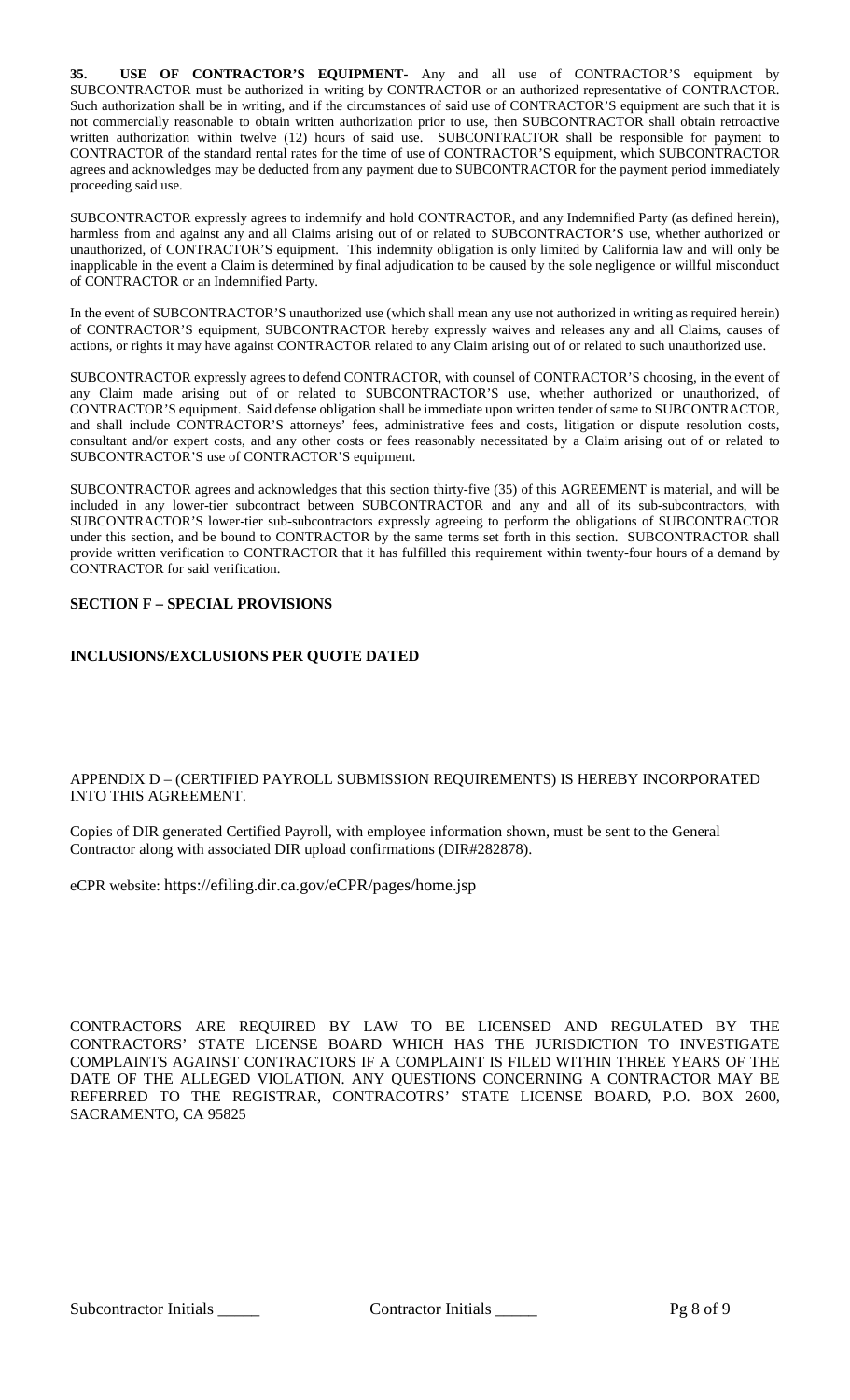**35. USE OF CONTRACTOR'S EQUIPMENT-** Any and all use of CONTRACTOR'S equipment by SUBCONTRACTOR must be authorized in writing by CONTRACTOR or an authorized representative of CONTRACTOR. Such authorization shall be in writing, and if the circumstances of said use of CONTRACTOR'S equipment are such that it is not commercially reasonable to obtain written authorization prior to use, then SUBCONTRACTOR shall obtain retroactive written authorization within twelve (12) hours of said use. SUBCONTRACTOR shall be responsible for payment to CONTRACTOR of the standard rental rates for the time of use of CONTRACTOR'S equipment, which SUBCONTRACTOR agrees and acknowledges may be deducted from any payment due to SUBCONTRACTOR for the payment period immediately proceeding said use.

SUBCONTRACTOR expressly agrees to indemnify and hold CONTRACTOR, and any Indemnified Party (as defined herein), harmless from and against any and all Claims arising out of or related to SUBCONTRACTOR'S use, whether authorized or unauthorized, of CONTRACTOR'S equipment. This indemnity obligation is only limited by California law and will only be inapplicable in the event a Claim is determined by final adjudication to be caused by the sole negligence or willful misconduct of CONTRACTOR or an Indemnified Party.

In the event of SUBCONTRACTOR'S unauthorized use (which shall mean any use not authorized in writing as required herein) of CONTRACTOR'S equipment, SUBCONTRACTOR hereby expressly waives and releases any and all Claims, causes of actions, or rights it may have against CONTRACTOR related to any Claim arising out of or related to such unauthorized use.

SUBCONTRACTOR expressly agrees to defend CONTRACTOR, with counsel of CONTRACTOR'S choosing, in the event of any Claim made arising out of or related to SUBCONTRACTOR'S use, whether authorized or unauthorized, of CONTRACTOR'S equipment. Said defense obligation shall be immediate upon written tender of same to SUBCONTRACTOR, and shall include CONTRACTOR'S attorneys' fees, administrative fees and costs, litigation or dispute resolution costs, consultant and/or expert costs, and any other costs or fees reasonably necessitated by a Claim arising out of or related to SUBCONTRACTOR'S use of CONTRACTOR'S equipment.

SUBCONTRACTOR agrees and acknowledges that this section thirty-five (35) of this AGREEMENT is material, and will be included in any lower-tier subcontract between SUBCONTRACTOR and any and all of its sub-subcontractors, with SUBCONTRACTOR'S lower-tier sub-subcontractors expressly agreeing to perform the obligations of SUBCONTRACTOR under this section, and be bound to CONTRACTOR by the same terms set forth in this section. SUBCONTRACTOR shall provide written verification to CONTRACTOR that it has fulfilled this requirement within twenty-four hours of a demand by CONTRACTOR for said verification.

## SECTION F – SPECIAL PROVISIONS

**INCLUSIONS/EXCLUSIONS PER QUOTE DATED**

APPENDIX D – (CERTIFIED PAYROLL SUBMISSION REQUIREMENTS) IS HEREBY INCORPORATED INTO THIS AGREEMENT.

Copies of DIR generated Certified Payroll, with employee information shown, must be sent to the General Contractor along with associated DIR upload confirmations (DIR#282878).

eCPR website: https://efiling.dir.ca.gov/eCPR/pages/home.jsp

CONTRACTORS ARE REQUIRED BY LAW TO BE LICENSED AND REGULATED BY THE CONTRACTORS' STATE LICENSE BOARD WHICH HAS THE JURISDICTION TO INVESTIGATE COMPLAINTS AGAINST CONTRACTORS IF A COMPLAINT IS FILED WITHIN THREE YEARS OF THE DATE OF THE ALLEGED VIOLATION. ANY QUESTIONS CONCERNING A CONTRACTOR MAY BE REFERRED TO THE REGISTRAR, CONTRACOTRS' STATE LICENSE BOARD, P.O. BOX 2600, SACRAMENTO, CA 95825

Subcontractor Initials _____ Contractor Initials _____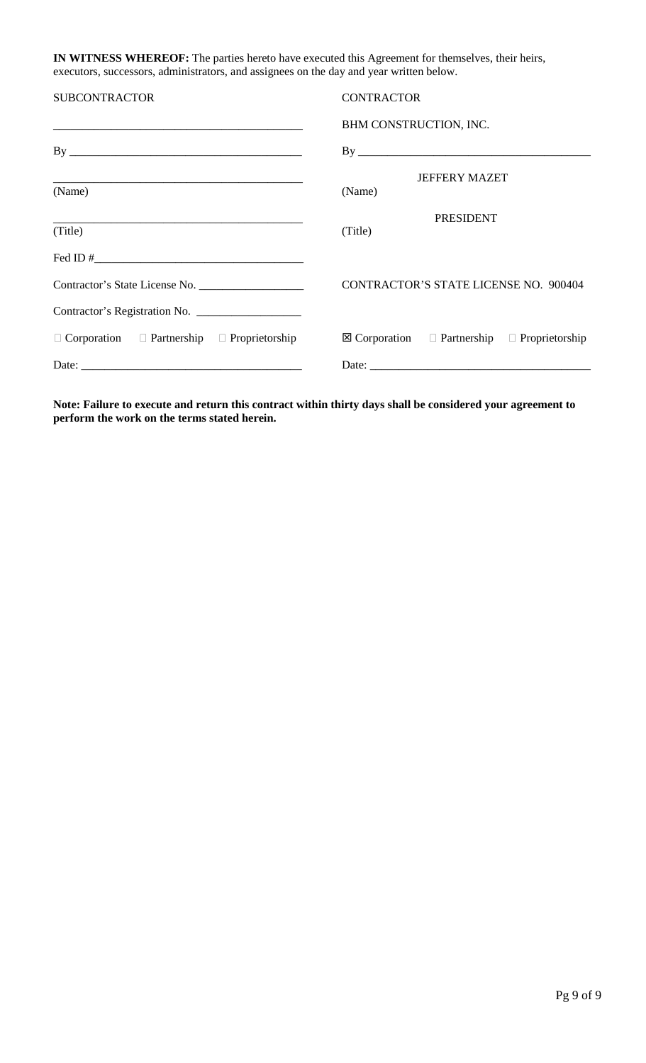**IN WITNESS WHEREOF:** The parties hereto have executed this Agreement for themselves, their heirs, executors, successors, administrators, and assignees on the day and year written below.

| SUBCONTRACTOR | CONTRACTOR |
|---|---|
| ______________________________ | BHM CONSTRUCTION, INC. |
| By ______________________________ | By ______________________________ |
| ______________________________ (Name) | JEFFERY MAZET (Name) |
| ______________________________ (Title) | PRESIDENT (Title) |
| Fed ID #______________________________ | |
| Contractor's State License No. ____________ | CONTRACTOR'S STATE LICENSE NO. 900404 |
| Contractor's Registration No. ____________ | |
| ☐ Corporation ☐ Partnership ☐ Proprietorship | ☒ Corporation ☐ Partnership ☐ Proprietorship |
| Date: ______________________________ | Date: ______________________________ |

**Note: Failure to execute and return this contract within thirty days shall be considered your agreement to perform the work on the terms stated herein.**